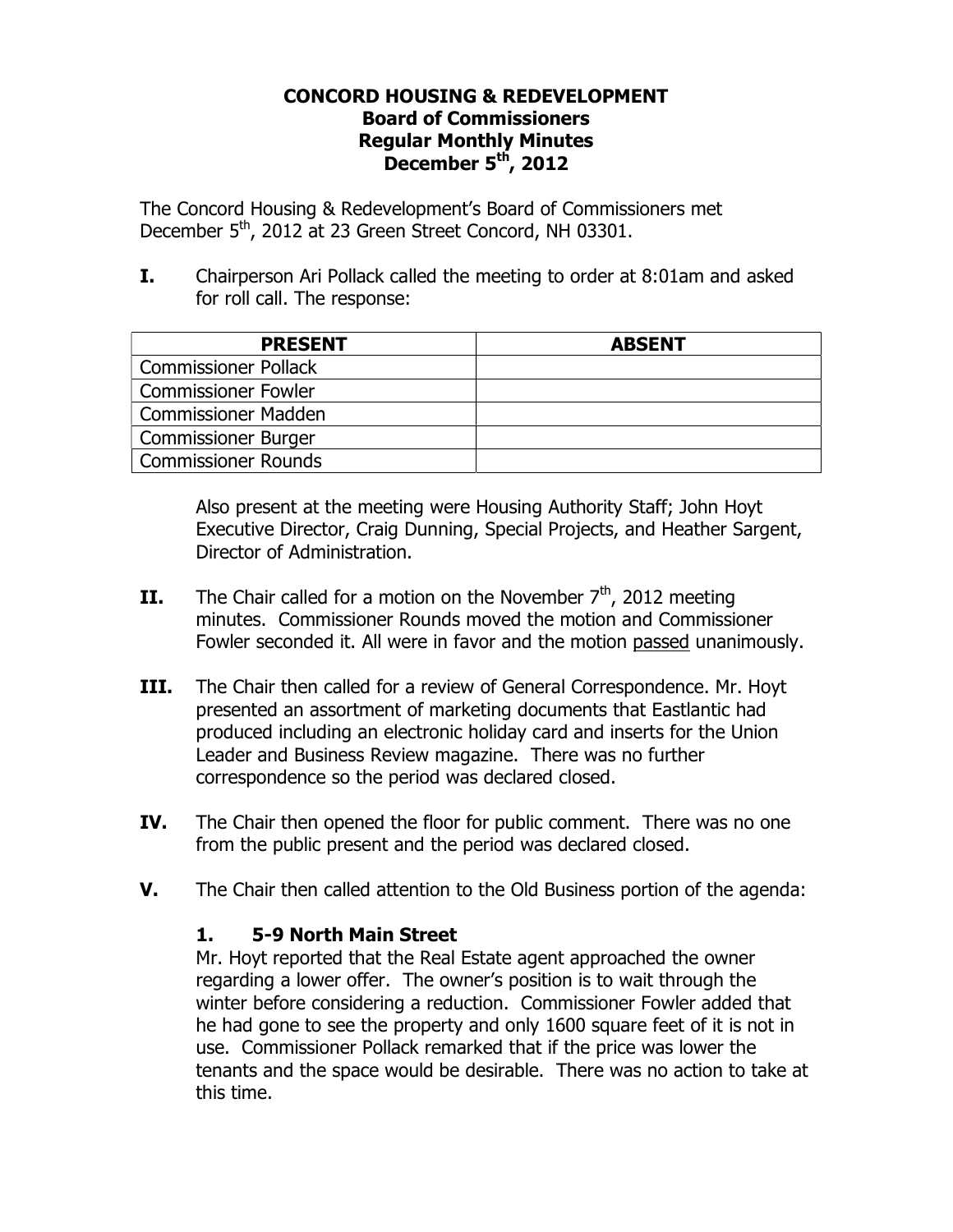# CONCORD HOUSING & REDEVELOPMENT
## Board of Commissioners
## Regular Monthly Minutes
## December 5th, 2012

The Concord Housing & Redevelopment's Board of Commissioners met December 5th, 2012 at 23 Green Street Concord, NH 03301.

**I.** Chairperson Ari Pollack called the meeting to order at 8:01am and asked for roll call. The response:

| PRESENT | ABSENT |
|---|---|
| Commissioner Pollack | |
| Commissioner Fowler | |
| Commissioner Madden | |
| Commissioner Burger | |
| Commissioner Rounds | |

Also present at the meeting were Housing Authority Staff; John Hoyt Executive Director, Craig Dunning, Special Projects, and Heather Sargent, Director of Administration.

**II.** The Chair called for a motion on the November 7th, 2012 meeting minutes. Commissioner Rounds moved the motion and Commissioner Fowler seconded it. All were in favor and the motion passed unanimously.

**III.** The Chair then called for a review of General Correspondence. Mr. Hoyt presented an assortment of marketing documents that Eastlantic had produced including an electronic holiday card and inserts for the Union Leader and Business Review magazine. There was no further correspondence so the period was declared closed.

**IV.** The Chair then opened the floor for public comment. There was no one from the public present and the period was declared closed.

**V.** The Chair then called attention to the Old Business portion of the agenda:

### 1. 5-9 North Main Street

Mr. Hoyt reported that the Real Estate agent approached the owner regarding a lower offer. The owner's position is to wait through the winter before considering a reduction. Commissioner Fowler added that he had gone to see the property and only 1600 square feet of it is not in use. Commissioner Pollack remarked that if the price was lower the tenants and the space would be desirable. There was no action to take at this time.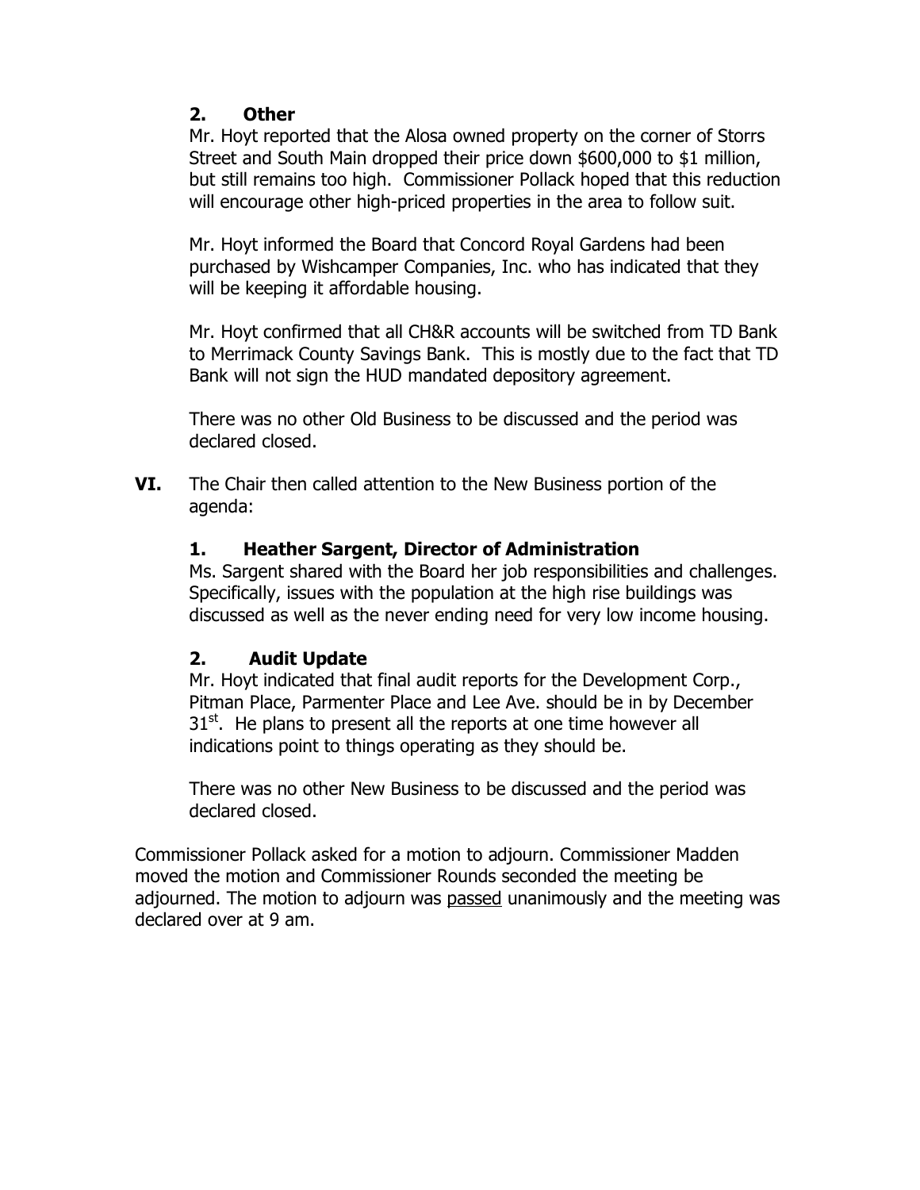**2. Other**

Mr. Hoyt reported that the Alosa owned property on the corner of Storrs Street and South Main dropped their price down $600,000 to $1 million, but still remains too high. Commissioner Pollack hoped that this reduction will encourage other high-priced properties in the area to follow suit.

Mr. Hoyt informed the Board that Concord Royal Gardens had been purchased by Wishcamper Companies, Inc. who has indicated that they will be keeping it affordable housing.

Mr. Hoyt confirmed that all CH&R accounts will be switched from TD Bank to Merrimack County Savings Bank. This is mostly due to the fact that TD Bank will not sign the HUD mandated depository agreement.

There was no other Old Business to be discussed and the period was declared closed.

**VI.** The Chair then called attention to the New Business portion of the agenda:

**1. Heather Sargent, Director of Administration**

Ms. Sargent shared with the Board her job responsibilities and challenges. Specifically, issues with the population at the high rise buildings was discussed as well as the never ending need for very low income housing.

**2. Audit Update**

Mr. Hoyt indicated that final audit reports for the Development Corp., Pitman Place, Parmenter Place and Lee Ave. should be in by December 31st. He plans to present all the reports at one time however all indications point to things operating as they should be.

There was no other New Business to be discussed and the period was declared closed.

Commissioner Pollack asked for a motion to adjourn. Commissioner Madden moved the motion and Commissioner Rounds seconded the meeting be adjourned. The motion to adjourn was passed unanimously and the meeting was declared over at 9 am.